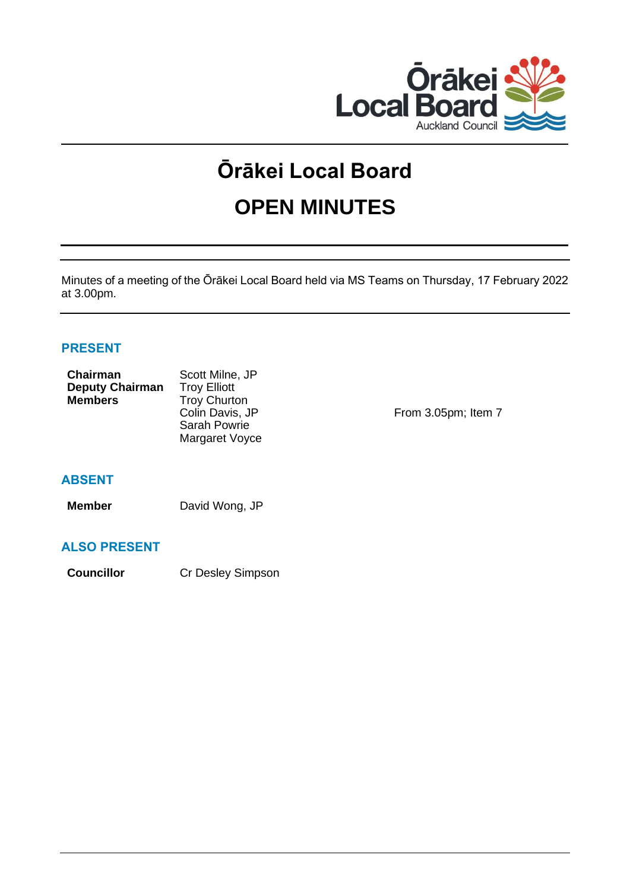# Ōrākei Local Board

# OPEN MINUTES

Minutes of a meeting of the Ōrākei Local Board held via MS Teams on Thursday, 17 February 2022 at 3.00pm.

## PRESENT

| | | |
|---|---|---|
| **Chairman** | Scott Milne, JP | |
| **Deputy Chairman** | Troy Elliott | |
| **Members** | Troy Churton | |
| | Colin Davis, JP | From 3.05pm; Item 7 |
| | Sarah Powrie | |
| | Margaret Voyce | |

## ABSENT

| | |
|---|---|
| **Member** | David Wong, JP |

## ALSO PRESENT

| | |
|---|---|
| **Councillor** | Cr Desley Simpson |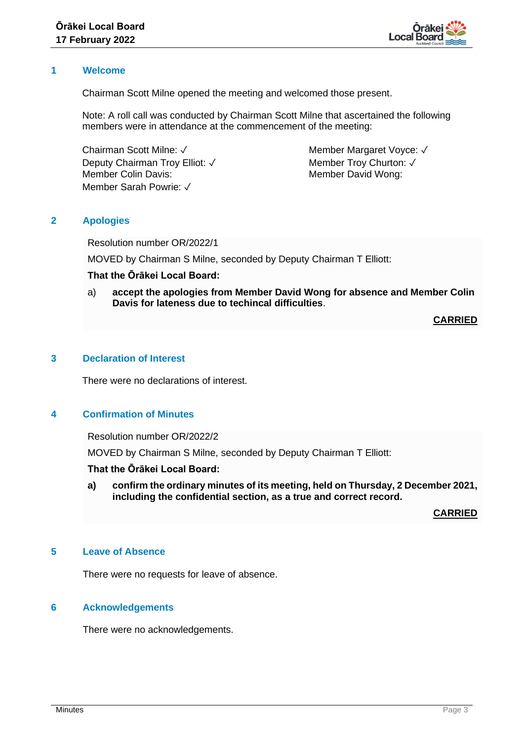## 1 Welcome

Chairman Scott Milne opened the meeting and welcomed those present.

Note: A roll call was conducted by Chairman Scott Milne that ascertained the following members were in attendance at the commencement of the meeting:

Chairman Scott Milne: ✓
Deputy Chairman Troy Elliot: ✓
Member Colin Davis:
Member Sarah Powrie: ✓
Member Margaret Voyce: ✓
Member Troy Churton: ✓
Member David Wong:

## 2 Apologies

Resolution number OR/2022/1

MOVED by Chairman S Milne, seconded by Deputy Chairman T Elliott:

**That the Ōrākei Local Board:**

a) **accept the apologies from Member David Wong for absence and Member Colin Davis for lateness due to techincal difficulties**.

**CARRIED**

## 3 Declaration of Interest

There were no declarations of interest.

## 4 Confirmation of Minutes

Resolution number OR/2022/2

MOVED by Chairman S Milne, seconded by Deputy Chairman T Elliott:

**That the Ōrākei Local Board:**

**a) confirm the ordinary minutes of its meeting, held on Thursday, 2 December 2021, including the confidential section, as a true and correct record.**

**CARRIED**

## 5 Leave of Absence

There were no requests for leave of absence.

## 6 Acknowledgements

There were no acknowledgements.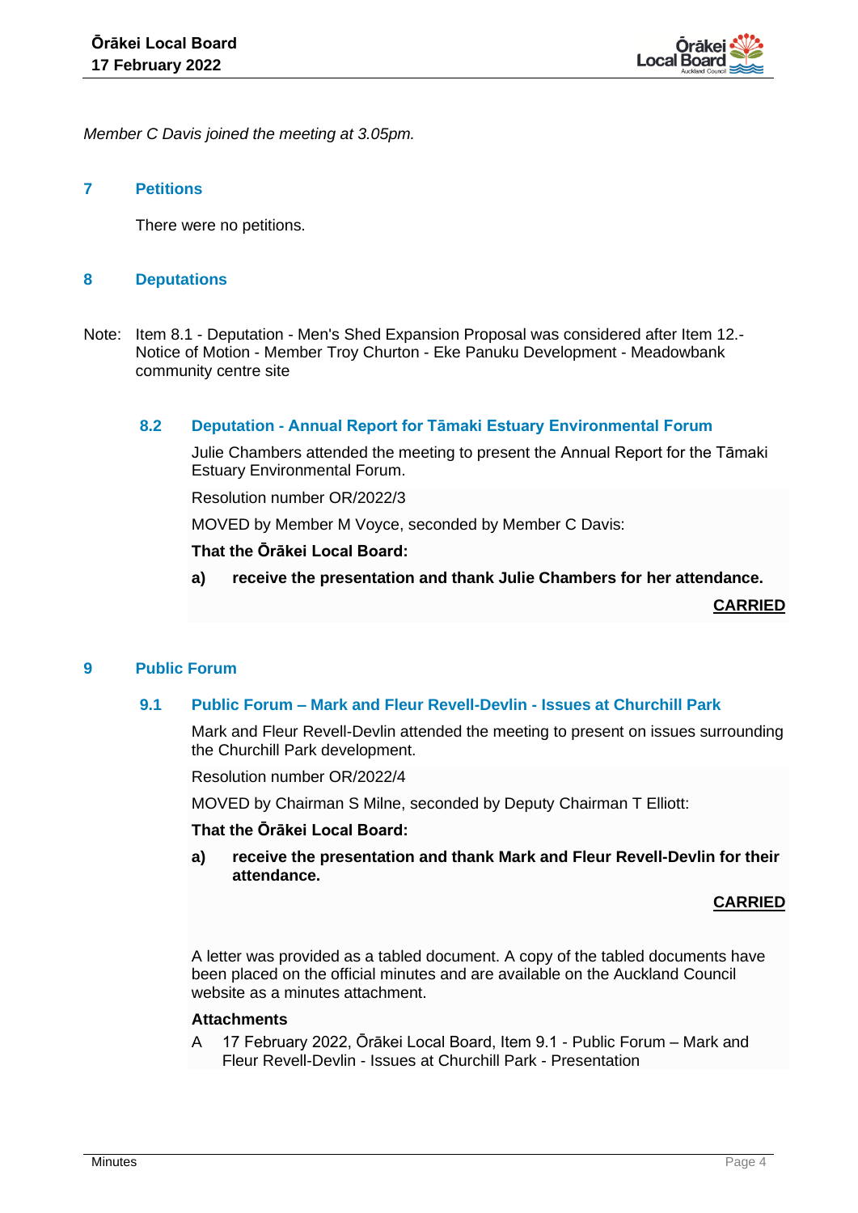*Member C Davis joined the meeting at 3.05pm.*

## 7 Petitions

There were no petitions.

## 8 Deputations

Note: Item 8.1 - Deputation - Men's Shed Expansion Proposal was considered after Item 12.- Notice of Motion - Member Troy Churton - Eke Panuku Development - Meadowbank community centre site

### 8.2 Deputation - Annual Report for Tāmaki Estuary Environmental Forum

Julie Chambers attended the meeting to present the Annual Report for the Tāmaki Estuary Environmental Forum.

Resolution number OR/2022/3

MOVED by Member M Voyce, seconded by Member C Davis:

**That the Ōrākei Local Board:**

**a) receive the presentation and thank Julie Chambers for her attendance.**

**CARRIED**

## 9 Public Forum

### 9.1 Public Forum – Mark and Fleur Revell-Devlin - Issues at Churchill Park

Mark and Fleur Revell-Devlin attended the meeting to present on issues surrounding the Churchill Park development.

Resolution number OR/2022/4

MOVED by Chairman S Milne, seconded by Deputy Chairman T Elliott:

**That the Ōrākei Local Board:**

**a) receive the presentation and thank Mark and Fleur Revell-Devlin for their attendance.**

**CARRIED**

A letter was provided as a tabled document. A copy of the tabled documents have been placed on the official minutes and are available on the Auckland Council website as a minutes attachment.

**Attachments**

A 17 February 2022, Ōrākei Local Board, Item 9.1 - Public Forum – Mark and Fleur Revell-Devlin - Issues at Churchill Park - Presentation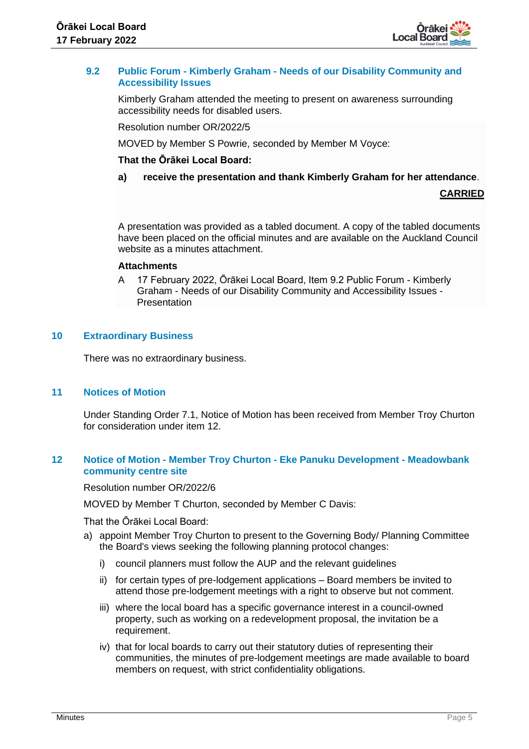### 9.2 Public Forum - Kimberly Graham - Needs of our Disability Community and Accessibility Issues

Kimberly Graham attended the meeting to present on awareness surrounding accessibility needs for disabled users.

Resolution number OR/2022/5

MOVED by Member S Powrie, seconded by Member M Voyce:

**That the Ōrākei Local Board:**

**a) receive the presentation and thank Kimberly Graham for her attendance**.

**CARRIED**

A presentation was provided as a tabled document. A copy of the tabled documents have been placed on the official minutes and are available on the Auckland Council website as a minutes attachment.

**Attachments**

A 17 February 2022, Ōrākei Local Board, Item 9.2 Public Forum - Kimberly Graham - Needs of our Disability Community and Accessibility Issues - Presentation

## 10 Extraordinary Business

There was no extraordinary business.

## 11 Notices of Motion

Under Standing Order 7.1, Notice of Motion has been received from Member Troy Churton for consideration under item 12.

## 12 Notice of Motion - Member Troy Churton - Eke Panuku Development - Meadowbank community centre site

Resolution number OR/2022/6

MOVED by Member T Churton, seconded by Member C Davis:

That the Ōrākei Local Board:

a) appoint Member Troy Churton to present to the Governing Body/ Planning Committee the Board's views seeking the following planning protocol changes:

   i) council planners must follow the AUP and the relevant guidelines

   ii) for certain types of pre-lodgement applications – Board members be invited to attend those pre-lodgement meetings with a right to observe but not comment.

   iii) where the local board has a specific governance interest in a council-owned property, such as working on a redevelopment proposal, the invitation be a requirement.

   iv) that for local boards to carry out their statutory duties of representing their communities, the minutes of pre-lodgement meetings are made available to board members on request, with strict confidentiality obligations.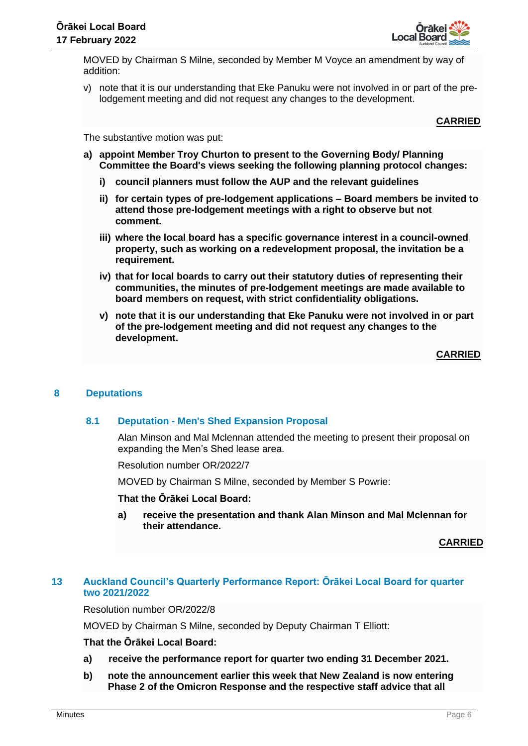MOVED by Chairman S Milne, seconded by Member M Voyce an amendment by way of addition:

v) note that it is our understanding that Eke Panuku were not involved in or part of the pre-lodgement meeting and did not request any changes to the development.

**CARRIED**

The substantive motion was put:

**a) appoint Member Troy Churton to present to the Governing Body/ Planning Committee the Board's views seeking the following planning protocol changes:**

**i) council planners must follow the AUP and the relevant guidelines**

**ii) for certain types of pre-lodgement applications – Board members be invited to attend those pre-lodgement meetings with a right to observe but not comment.**

**iii) where the local board has a specific governance interest in a council-owned property, such as working on a redevelopment proposal, the invitation be a requirement.**

**iv) that for local boards to carry out their statutory duties of representing their communities, the minutes of pre-lodgement meetings are made available to board members on request, with strict confidentiality obligations.**

**v) note that it is our understanding that Eke Panuku were not involved in or part of the pre-lodgement meeting and did not request any changes to the development.**

**CARRIED**

## 8 Deputations

### 8.1 Deputation - Men's Shed Expansion Proposal

Alan Minson and Mal Mclennan attended the meeting to present their proposal on expanding the Men's Shed lease area.

Resolution number OR/2022/7

MOVED by Chairman S Milne, seconded by Member S Powrie:

**That the Ōrākei Local Board:**

**a) receive the presentation and thank Alan Minson and Mal Mclennan for their attendance.**

**CARRIED**

## 13 Auckland Council's Quarterly Performance Report: Ōrākei Local Board for quarter two 2021/2022

Resolution number OR/2022/8

MOVED by Chairman S Milne, seconded by Deputy Chairman T Elliott:

**That the Ōrākei Local Board:**

**a) receive the performance report for quarter two ending 31 December 2021.**

**b) note the announcement earlier this week that New Zealand is now entering Phase 2 of the Omicron Response and the respective staff advice that all**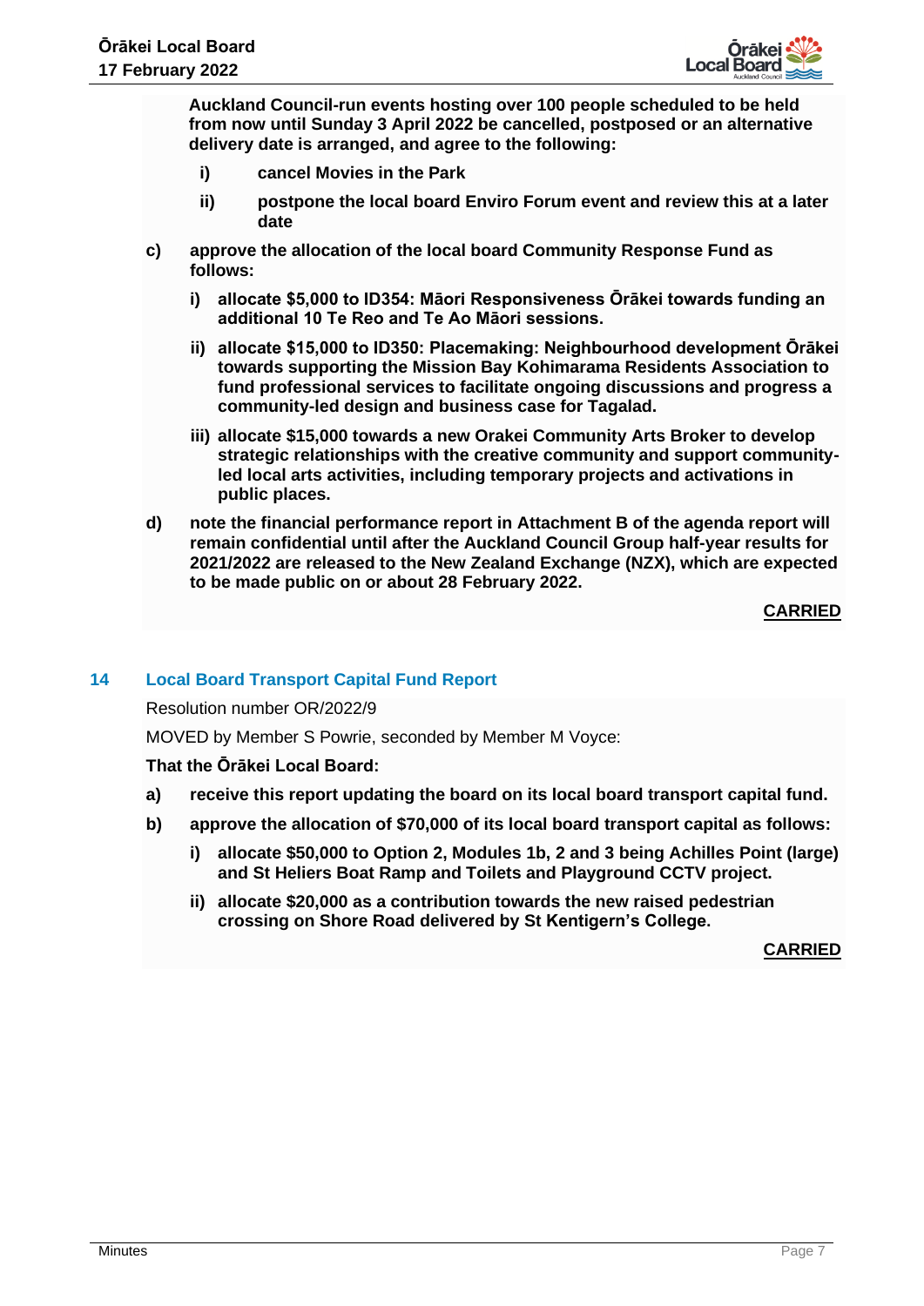**Auckland Council-run events hosting over 100 people scheduled to be held from now until Sunday 3 April 2022 be cancelled, postposed or an alternative delivery date is arranged, and agree to the following:**

   **i) cancel Movies in the Park**

   **ii) postpone the local board Enviro Forum event and review this at a later date**

**c) approve the allocation of the local board Community Response Fund as follows:**

   **i) allocate $5,000 to ID354: Māori Responsiveness Ōrākei towards funding an additional 10 Te Reo and Te Ao Māori sessions.**

   **ii) allocate $15,000 to ID350: Placemaking: Neighbourhood development Ōrākei towards supporting the Mission Bay Kohimarama Residents Association to fund professional services to facilitate ongoing discussions and progress a community-led design and business case for Tagalad.**

   **iii) allocate $15,000 towards a new Orakei Community Arts Broker to develop strategic relationships with the creative community and support community-led local arts activities, including temporary projects and activations in public places.**

**d) note the financial performance report in Attachment B of the agenda report will remain confidential until after the Auckland Council Group half-year results for 2021/2022 are released to the New Zealand Exchange (NZX), which are expected to be made public on or about 28 February 2022.**

**CARRIED**

## 14 Local Board Transport Capital Fund Report

Resolution number OR/2022/9

MOVED by Member S Powrie, seconded by Member M Voyce:

**That the Ōrākei Local Board:**

**a) receive this report updating the board on its local board transport capital fund.**

**b) approve the allocation of $70,000 of its local board transport capital as follows:**

   **i) allocate $50,000 to Option 2, Modules 1b, 2 and 3 being Achilles Point (large) and St Heliers Boat Ramp and Toilets and Playground CCTV project.**

   **ii) allocate $20,000 as a contribution towards the new raised pedestrian crossing on Shore Road delivered by St Kentigern's College.**

**CARRIED**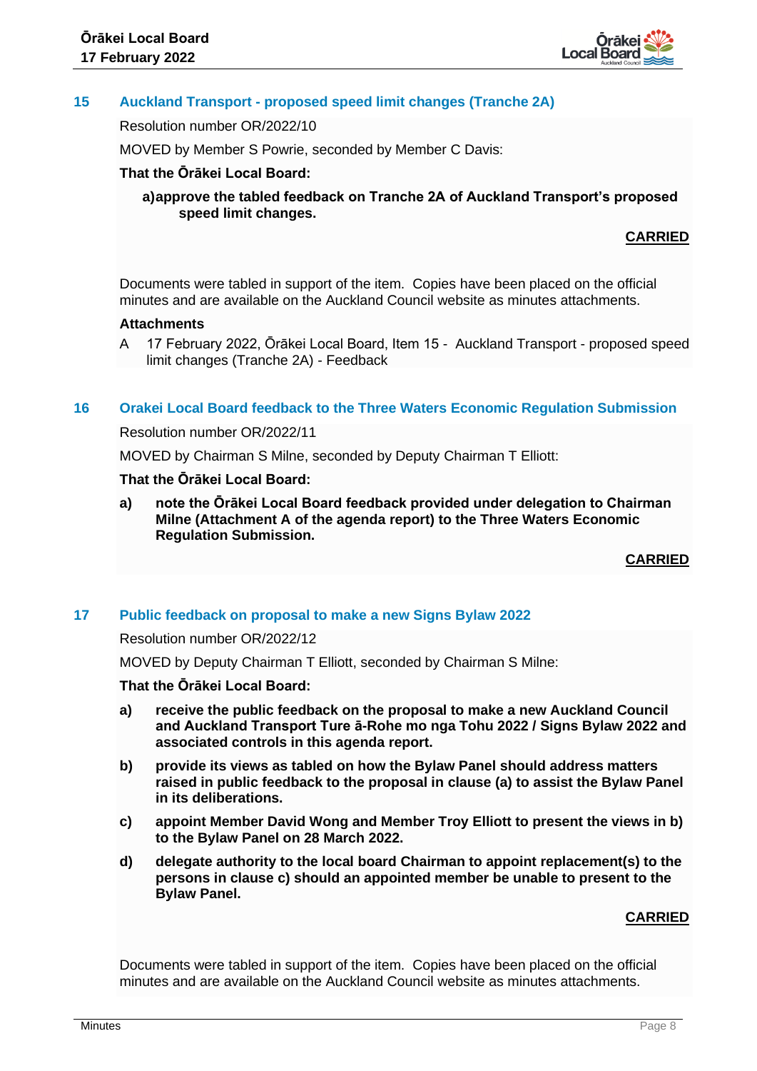## 15 Auckland Transport - proposed speed limit changes (Tranche 2A)

Resolution number OR/2022/10

MOVED by Member S Powrie, seconded by Member C Davis:

**That the Ōrākei Local Board:**

**a) approve the tabled feedback on Tranche 2A of Auckland Transport's proposed speed limit changes.**

**CARRIED**

Documents were tabled in support of the item. Copies have been placed on the official minutes and are available on the Auckland Council website as minutes attachments.

**Attachments**

A 17 February 2022, Ōrākei Local Board, Item 15 - Auckland Transport - proposed speed limit changes (Tranche 2A) - Feedback

## 16 Orakei Local Board feedback to the Three Waters Economic Regulation Submission

Resolution number OR/2022/11

MOVED by Chairman S Milne, seconded by Deputy Chairman T Elliott:

**That the Ōrākei Local Board:**

**a) note the Ōrākei Local Board feedback provided under delegation to Chairman Milne (Attachment A of the agenda report) to the Three Waters Economic Regulation Submission.**

**CARRIED**

## 17 Public feedback on proposal to make a new Signs Bylaw 2022

Resolution number OR/2022/12

MOVED by Deputy Chairman T Elliott, seconded by Chairman S Milne:

**That the Ōrākei Local Board:**

**a) receive the public feedback on the proposal to make a new Auckland Council and Auckland Transport Ture ā-Rohe mo nga Tohu 2022 / Signs Bylaw 2022 and associated controls in this agenda report.**

**b) provide its views as tabled on how the Bylaw Panel should address matters raised in public feedback to the proposal in clause (a) to assist the Bylaw Panel in its deliberations.**

**c) appoint Member David Wong and Member Troy Elliott to present the views in b) to the Bylaw Panel on 28 March 2022.**

**d) delegate authority to the local board Chairman to appoint replacement(s) to the persons in clause c) should an appointed member be unable to present to the Bylaw Panel.**

**CARRIED**

Documents were tabled in support of the item. Copies have been placed on the official minutes and are available on the Auckland Council website as minutes attachments.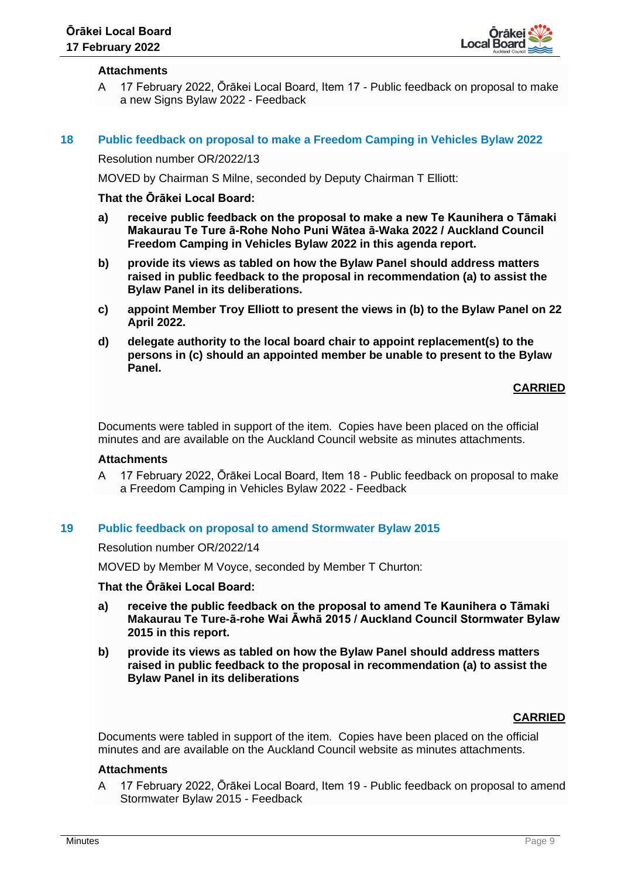**Attachments**

A 17 February 2022, Ōrākei Local Board, Item 17 - Public feedback on proposal to make a new Signs Bylaw 2022 - Feedback

## 18 Public feedback on proposal to make a Freedom Camping in Vehicles Bylaw 2022

Resolution number OR/2022/13

MOVED by Chairman S Milne, seconded by Deputy Chairman T Elliott:

**That the Ōrākei Local Board:**

**a) receive public feedback on the proposal to make a new Te Kaunihera o Tāmaki Makaurau Te Ture ā-Rohe Noho Puni Wātea ā-Waka 2022 / Auckland Council Freedom Camping in Vehicles Bylaw 2022 in this agenda report.**

**b) provide its views as tabled on how the Bylaw Panel should address matters raised in public feedback to the proposal in recommendation (a) to assist the Bylaw Panel in its deliberations.**

**c) appoint Member Troy Elliott to present the views in (b) to the Bylaw Panel on 22 April 2022.**

**d) delegate authority to the local board chair to appoint replacement(s) to the persons in (c) should an appointed member be unable to present to the Bylaw Panel.**

**CARRIED**

Documents were tabled in support of the item. Copies have been placed on the official minutes and are available on the Auckland Council website as minutes attachments.

**Attachments**

A 17 February 2022, Ōrākei Local Board, Item 18 - Public feedback on proposal to make a Freedom Camping in Vehicles Bylaw 2022 - Feedback

## 19 Public feedback on proposal to amend Stormwater Bylaw 2015

Resolution number OR/2022/14

MOVED by Member M Voyce, seconded by Member T Churton:

**That the Ōrākei Local Board:**

**a) receive the public feedback on the proposal to amend Te Kaunihera o Tāmaki Makaurau Te Ture-ā-rohe Wai Āwhā 2015 / Auckland Council Stormwater Bylaw 2015 in this report.**

**b) provide its views as tabled on how the Bylaw Panel should address matters raised in public feedback to the proposal in recommendation (a) to assist the Bylaw Panel in its deliberations**

**CARRIED**

Documents were tabled in support of the item. Copies have been placed on the official minutes and are available on the Auckland Council website as minutes attachments.

**Attachments**

A 17 February 2022, Ōrākei Local Board, Item 19 - Public feedback on proposal to amend Stormwater Bylaw 2015 - Feedback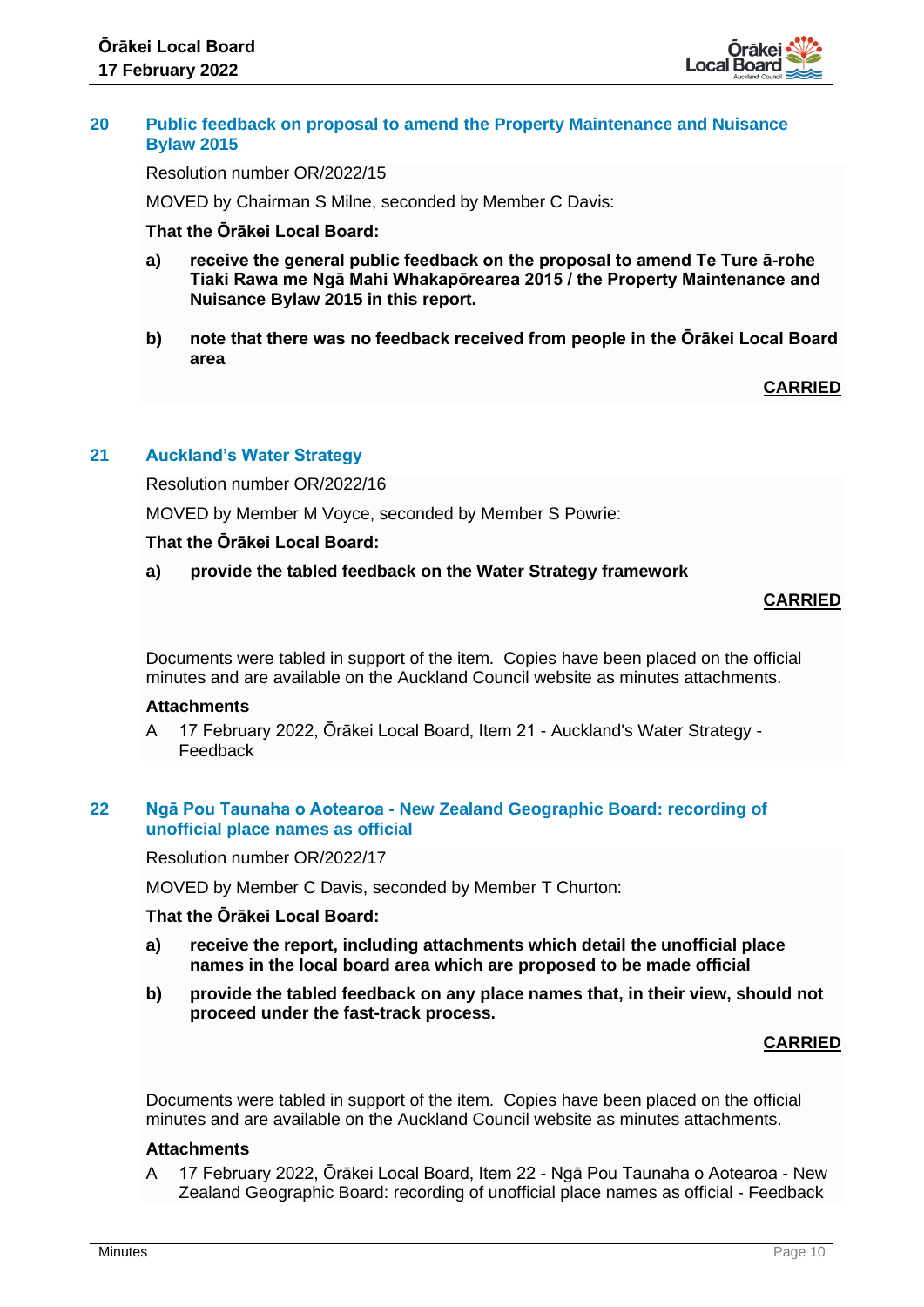## 20 Public feedback on proposal to amend the Property Maintenance and Nuisance Bylaw 2015

Resolution number OR/2022/15

MOVED by Chairman S Milne, seconded by Member C Davis:

**That the Ōrākei Local Board:**

**a) receive the general public feedback on the proposal to amend Te Ture ā-rohe Tiaki Rawa me Ngā Mahi Whakapōrearea 2015 / the Property Maintenance and Nuisance Bylaw 2015 in this report.**

**b) note that there was no feedback received from people in the Ōrākei Local Board area**

**CARRIED**

## 21 Auckland's Water Strategy

Resolution number OR/2022/16

MOVED by Member M Voyce, seconded by Member S Powrie:

**That the Ōrākei Local Board:**

**a) provide the tabled feedback on the Water Strategy framework**

**CARRIED**

Documents were tabled in support of the item. Copies have been placed on the official minutes and are available on the Auckland Council website as minutes attachments.

**Attachments**

A 17 February 2022, Ōrākei Local Board, Item 21 - Auckland's Water Strategy - Feedback

## 22 Ngā Pou Taunaha o Aotearoa - New Zealand Geographic Board: recording of unofficial place names as official

Resolution number OR/2022/17

MOVED by Member C Davis, seconded by Member T Churton:

**That the Ōrākei Local Board:**

**a) receive the report, including attachments which detail the unofficial place names in the local board area which are proposed to be made official**

**b) provide the tabled feedback on any place names that, in their view, should not proceed under the fast-track process.**

**CARRIED**

Documents were tabled in support of the item. Copies have been placed on the official minutes and are available on the Auckland Council website as minutes attachments.

**Attachments**

A 17 February 2022, Ōrākei Local Board, Item 22 - Ngā Pou Taunaha o Aotearoa - New Zealand Geographic Board: recording of unofficial place names as official - Feedback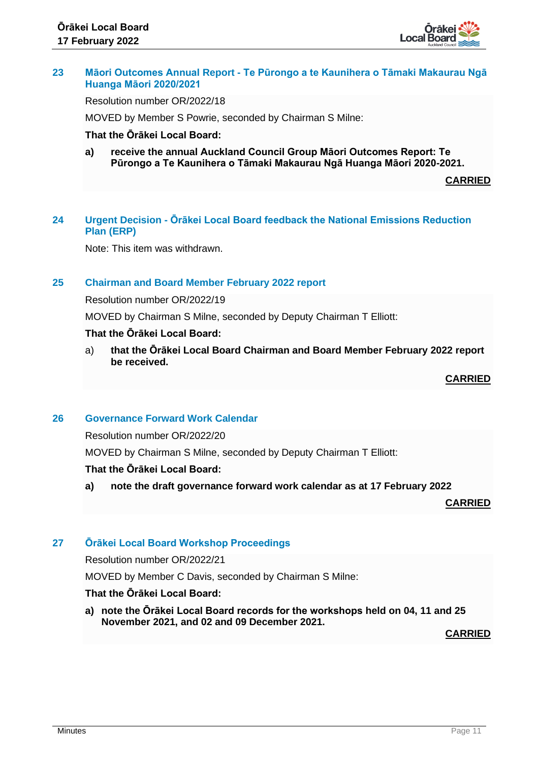## 23 Māori Outcomes Annual Report - Te Pūrongo a te Kaunihera o Tāmaki Makaurau Ngā Huanga Māori 2020/2021

Resolution number OR/2022/18

MOVED by Member S Powrie, seconded by Chairman S Milne:

**That the Ōrākei Local Board:**

**a) receive the annual Auckland Council Group Māori Outcomes Report: Te Pūrongo a Te Kaunihera o Tāmaki Makaurau Ngā Huanga Māori 2020-2021.**

**CARRIED**

## 24 Urgent Decision - Ōrākei Local Board feedback the National Emissions Reduction Plan (ERP)

Note: This item was withdrawn.

## 25 Chairman and Board Member February 2022 report

Resolution number OR/2022/19

MOVED by Chairman S Milne, seconded by Deputy Chairman T Elliott:

**That the Ōrākei Local Board:**

a) **that the Ōrākei Local Board Chairman and Board Member February 2022 report be received.**

**CARRIED**

## 26 Governance Forward Work Calendar

Resolution number OR/2022/20

MOVED by Chairman S Milne, seconded by Deputy Chairman T Elliott:

**That the Ōrākei Local Board:**

**a) note the draft governance forward work calendar as at 17 February 2022**

**CARRIED**

## 27 Ōrākei Local Board Workshop Proceedings

Resolution number OR/2022/21

MOVED by Member C Davis, seconded by Chairman S Milne:

**That the Ōrākei Local Board:**

**a) note the Ōrākei Local Board records for the workshops held on 04, 11 and 25 November 2021, and 02 and 09 December 2021.**

**CARRIED**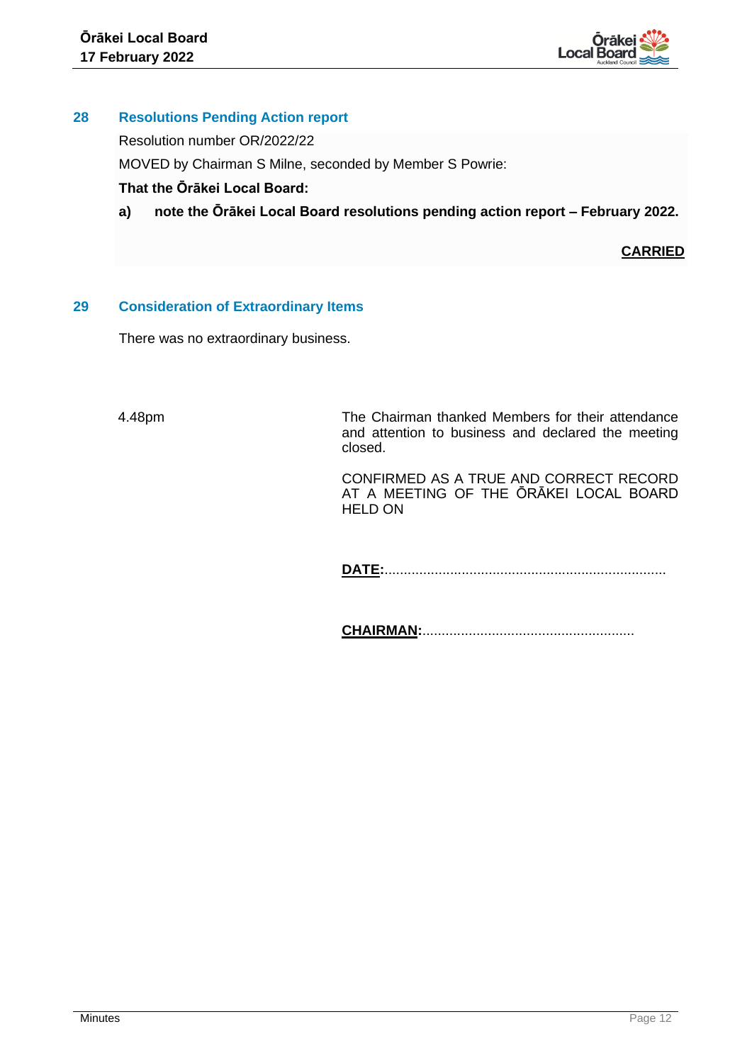## 28 Resolutions Pending Action report

Resolution number OR/2022/22

MOVED by Chairman S Milne, seconded by Member S Powrie:

**That the Ōrākei Local Board:**

**a) note the Ōrākei Local Board resolutions pending action report – February 2022.**

**CARRIED**

## 29 Consideration of Extraordinary Items

There was no extraordinary business.

4.48pm

The Chairman thanked Members for their attendance and attention to business and declared the meeting closed.

CONFIRMED AS A TRUE AND CORRECT RECORD AT A MEETING OF THE ŌRĀKEI LOCAL BOARD HELD ON

**DATE:**.........................................................................

**CHAIRMAN:**.......................................................